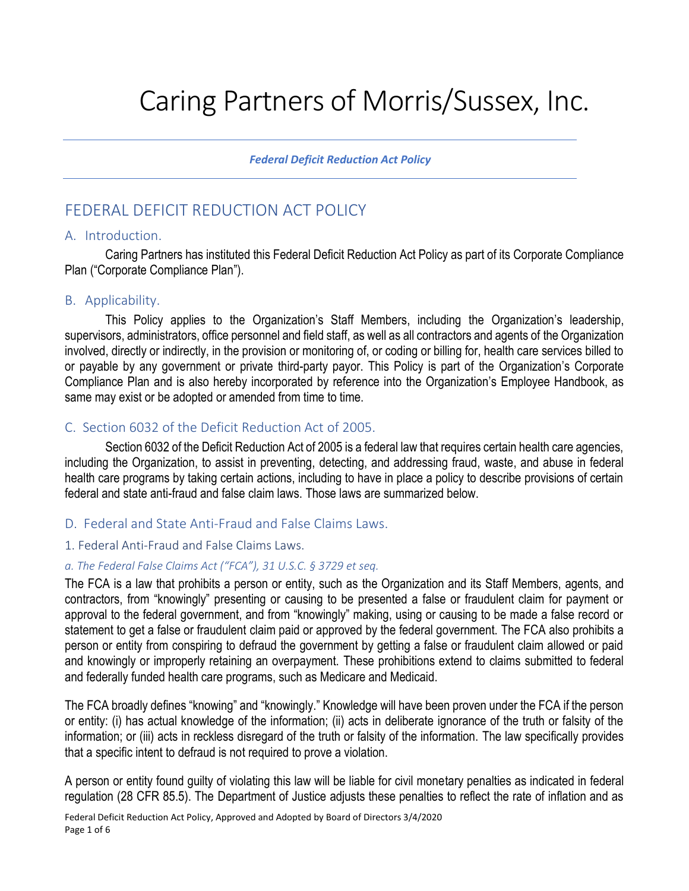# Caring Partners of Morris/Sussex, Inc.

***Federal Deficit Reduction Act Policy***

## FEDERAL DEFICIT REDUCTION ACT POLICY

### A. Introduction.

Caring Partners has instituted this Federal Deficit Reduction Act Policy as part of its Corporate Compliance Plan ("Corporate Compliance Plan").

### B. Applicability.

This Policy applies to the Organization's Staff Members, including the Organization's leadership, supervisors, administrators, office personnel and field staff, as well as all contractors and agents of the Organization involved, directly or indirectly, in the provision or monitoring of, or coding or billing for, health care services billed to or payable by any government or private third-party payor. This Policy is part of the Organization's Corporate Compliance Plan and is also hereby incorporated by reference into the Organization's Employee Handbook, as same may exist or be adopted or amended from time to time.

### C. Section 6032 of the Deficit Reduction Act of 2005.

Section 6032 of the Deficit Reduction Act of 2005 is a federal law that requires certain health care agencies, including the Organization, to assist in preventing, detecting, and addressing fraud, waste, and abuse in federal health care programs by taking certain actions, including to have in place a policy to describe provisions of certain federal and state anti-fraud and false claim laws. Those laws are summarized below.

### D. Federal and State Anti-Fraud and False Claims Laws.

#### 1. Federal Anti-Fraud and False Claims Laws.

##### *a. The Federal False Claims Act ("FCA"), 31 U.S.C. § 3729 et seq.*

The FCA is a law that prohibits a person or entity, such as the Organization and its Staff Members, agents, and contractors, from "knowingly" presenting or causing to be presented a false or fraudulent claim for payment or approval to the federal government, and from "knowingly" making, using or causing to be made a false record or statement to get a false or fraudulent claim paid or approved by the federal government. The FCA also prohibits a person or entity from conspiring to defraud the government by getting a false or fraudulent claim allowed or paid and knowingly or improperly retaining an overpayment. These prohibitions extend to claims submitted to federal and federally funded health care programs, such as Medicare and Medicaid.

The FCA broadly defines "knowing" and "knowingly." Knowledge will have been proven under the FCA if the person or entity: (i) has actual knowledge of the information; (ii) acts in deliberate ignorance of the truth or falsity of the information; or (iii) acts in reckless disregard of the truth or falsity of the information. The law specifically provides that a specific intent to defraud is not required to prove a violation.

A person or entity found guilty of violating this law will be liable for civil monetary penalties as indicated in federal regulation (28 CFR 85.5). The Department of Justice adjusts these penalties to reflect the rate of inflation and as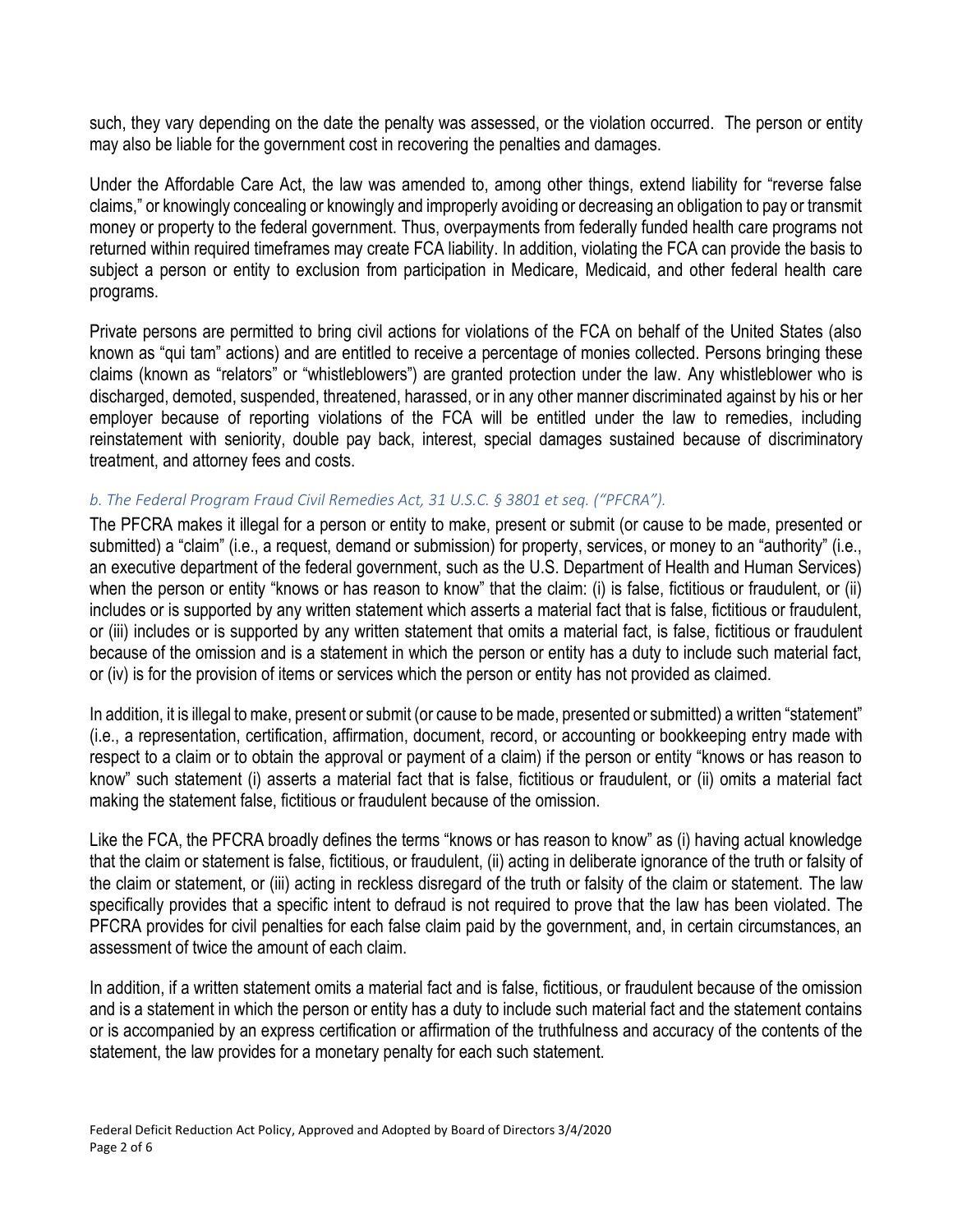such, they vary depending on the date the penalty was assessed, or the violation occurred. The person or entity may also be liable for the government cost in recovering the penalties and damages.

Under the Affordable Care Act, the law was amended to, among other things, extend liability for "reverse false claims," or knowingly concealing or knowingly and improperly avoiding or decreasing an obligation to pay or transmit money or property to the federal government. Thus, overpayments from federally funded health care programs not returned within required timeframes may create FCA liability. In addition, violating the FCA can provide the basis to subject a person or entity to exclusion from participation in Medicare, Medicaid, and other federal health care programs.

Private persons are permitted to bring civil actions for violations of the FCA on behalf of the United States (also known as "qui tam" actions) and are entitled to receive a percentage of monies collected. Persons bringing these claims (known as "relators" or "whistleblowers") are granted protection under the law. Any whistleblower who is discharged, demoted, suspended, threatened, harassed, or in any other manner discriminated against by his or her employer because of reporting violations of the FCA will be entitled under the law to remedies, including reinstatement with seniority, double pay back, interest, special damages sustained because of discriminatory treatment, and attorney fees and costs.

*b. The Federal Program Fraud Civil Remedies Act, 31 U.S.C. § 3801 et seq. ("PFCRA").*

The PFCRA makes it illegal for a person or entity to make, present or submit (or cause to be made, presented or submitted) a "claim" (i.e., a request, demand or submission) for property, services, or money to an "authority" (i.e., an executive department of the federal government, such as the U.S. Department of Health and Human Services) when the person or entity "knows or has reason to know" that the claim: (i) is false, fictitious or fraudulent, or (ii) includes or is supported by any written statement which asserts a material fact that is false, fictitious or fraudulent, or (iii) includes or is supported by any written statement that omits a material fact, is false, fictitious or fraudulent because of the omission and is a statement in which the person or entity has a duty to include such material fact, or (iv) is for the provision of items or services which the person or entity has not provided as claimed.

In addition, it is illegal to make, present or submit (or cause to be made, presented or submitted) a written "statement" (i.e., a representation, certification, affirmation, document, record, or accounting or bookkeeping entry made with respect to a claim or to obtain the approval or payment of a claim) if the person or entity "knows or has reason to know" such statement (i) asserts a material fact that is false, fictitious or fraudulent, or (ii) omits a material fact making the statement false, fictitious or fraudulent because of the omission.

Like the FCA, the PFCRA broadly defines the terms "knows or has reason to know" as (i) having actual knowledge that the claim or statement is false, fictitious, or fraudulent, (ii) acting in deliberate ignorance of the truth or falsity of the claim or statement, or (iii) acting in reckless disregard of the truth or falsity of the claim or statement. The law specifically provides that a specific intent to defraud is not required to prove that the law has been violated. The PFCRA provides for civil penalties for each false claim paid by the government, and, in certain circumstances, an assessment of twice the amount of each claim.

In addition, if a written statement omits a material fact and is false, fictitious, or fraudulent because of the omission and is a statement in which the person or entity has a duty to include such material fact and the statement contains or is accompanied by an express certification or affirmation of the truthfulness and accuracy of the contents of the statement, the law provides for a monetary penalty for each such statement.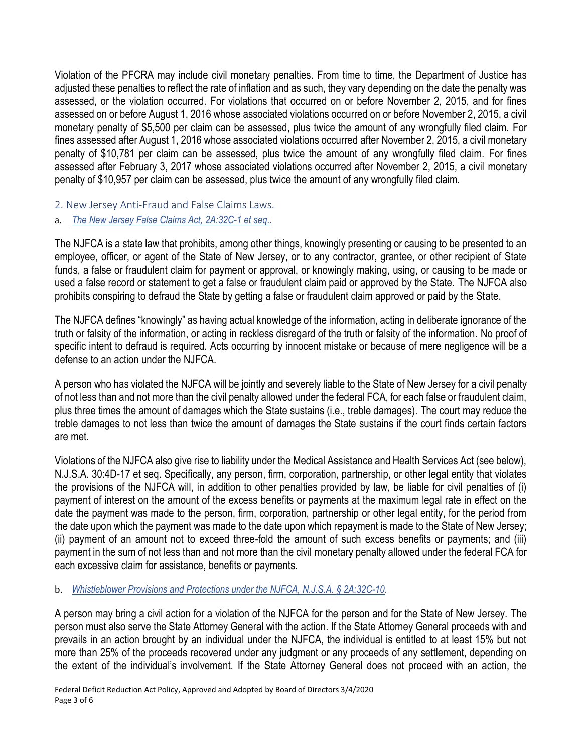Violation of the PFCRA may include civil monetary penalties. From time to time, the Department of Justice has adjusted these penalties to reflect the rate of inflation and as such, they vary depending on the date the penalty was assessed, or the violation occurred. For violations that occurred on or before November 2, 2015, and for fines assessed on or before August 1, 2016 whose associated violations occurred on or before November 2, 2015, a civil monetary penalty of $5,500 per claim can be assessed, plus twice the amount of any wrongfully filed claim. For fines assessed after August 1, 2016 whose associated violations occurred after November 2, 2015, a civil monetary penalty of $10,781 per claim can be assessed, plus twice the amount of any wrongfully filed claim. For fines assessed after February 3, 2017 whose associated violations occurred after November 2, 2015, a civil monetary penalty of $10,957 per claim can be assessed, plus twice the amount of any wrongfully filed claim.

## 2. New Jersey Anti-Fraud and False Claims Laws.

### a. *The New Jersey False Claims Act, 2A:32C-1 et seq..*

The NJFCA is a state law that prohibits, among other things, knowingly presenting or causing to be presented to an employee, officer, or agent of the State of New Jersey, or to any contractor, grantee, or other recipient of State funds, a false or fraudulent claim for payment or approval, or knowingly making, using, or causing to be made or used a false record or statement to get a false or fraudulent claim paid or approved by the State. The NJFCA also prohibits conspiring to defraud the State by getting a false or fraudulent claim approved or paid by the State.

The NJFCA defines "knowingly" as having actual knowledge of the information, acting in deliberate ignorance of the truth or falsity of the information, or acting in reckless disregard of the truth or falsity of the information. No proof of specific intent to defraud is required. Acts occurring by innocent mistake or because of mere negligence will be a defense to an action under the NJFCA.

A person who has violated the NJFCA will be jointly and severely liable to the State of New Jersey for a civil penalty of not less than and not more than the civil penalty allowed under the federal FCA, for each false or fraudulent claim, plus three times the amount of damages which the State sustains (i.e., treble damages). The court may reduce the treble damages to not less than twice the amount of damages the State sustains if the court finds certain factors are met.

Violations of the NJFCA also give rise to liability under the Medical Assistance and Health Services Act (see below), N.J.S.A. 30:4D-17 et seq. Specifically, any person, firm, corporation, partnership, or other legal entity that violates the provisions of the NJFCA will, in addition to other penalties provided by law, be liable for civil penalties of (i) payment of interest on the amount of the excess benefits or payments at the maximum legal rate in effect on the date the payment was made to the person, firm, corporation, partnership or other legal entity, for the period from the date upon which the payment was made to the date upon which repayment is made to the State of New Jersey; (ii) payment of an amount not to exceed three-fold the amount of such excess benefits or payments; and (iii) payment in the sum of not less than and not more than the civil monetary penalty allowed under the federal FCA for each excessive claim for assistance, benefits or payments.

### b. *Whistleblower Provisions and Protections under the NJFCA, N.J.S.A. § 2A:32C-10.*

A person may bring a civil action for a violation of the NJFCA for the person and for the State of New Jersey. The person must also serve the State Attorney General with the action. If the State Attorney General proceeds with and prevails in an action brought by an individual under the NJFCA, the individual is entitled to at least 15% but not more than 25% of the proceeds recovered under any judgment or any proceeds of any settlement, depending on the extent of the individual's involvement. If the State Attorney General does not proceed with an action, the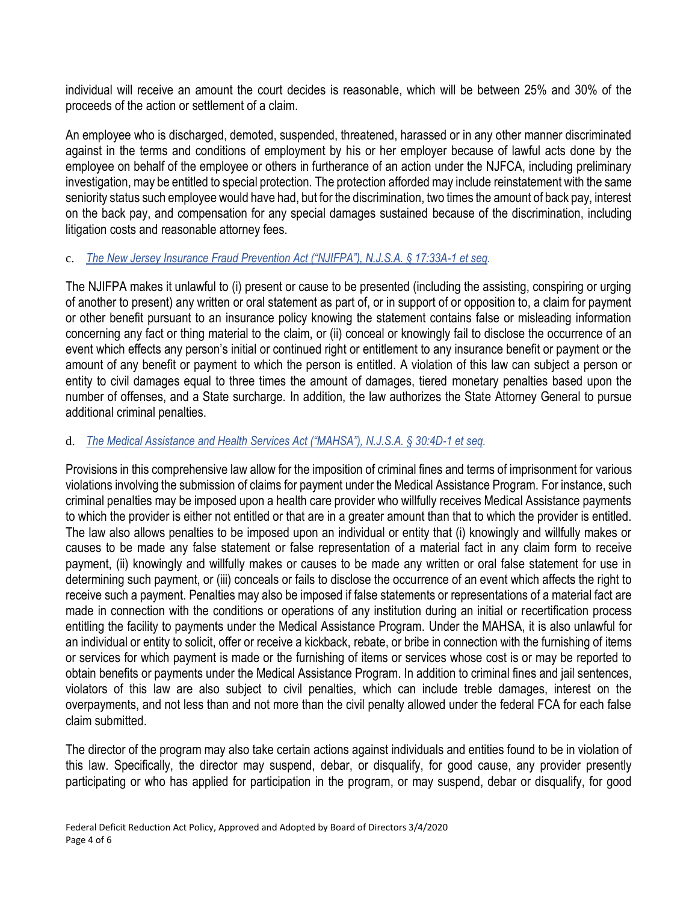individual will receive an amount the court decides is reasonable, which will be between 25% and 30% of the proceeds of the action or settlement of a claim.

An employee who is discharged, demoted, suspended, threatened, harassed or in any other manner discriminated against in the terms and conditions of employment by his or her employer because of lawful acts done by the employee on behalf of the employee or others in furtherance of an action under the NJFCA, including preliminary investigation, may be entitled to special protection. The protection afforded may include reinstatement with the same seniority status such employee would have had, but for the discrimination, two times the amount of back pay, interest on the back pay, and compensation for any special damages sustained because of the discrimination, including litigation costs and reasonable attorney fees.

c. *The New Jersey Insurance Fraud Prevention Act ("NJIFPA"), N.J.S.A. § 17:33A-1 et seq.*

The NJIFPA makes it unlawful to (i) present or cause to be presented (including the assisting, conspiring or urging of another to present) any written or oral statement as part of, or in support of or opposition to, a claim for payment or other benefit pursuant to an insurance policy knowing the statement contains false or misleading information concerning any fact or thing material to the claim, or (ii) conceal or knowingly fail to disclose the occurrence of an event which effects any person's initial or continued right or entitlement to any insurance benefit or payment or the amount of any benefit or payment to which the person is entitled. A violation of this law can subject a person or entity to civil damages equal to three times the amount of damages, tiered monetary penalties based upon the number of offenses, and a State surcharge. In addition, the law authorizes the State Attorney General to pursue additional criminal penalties.

d. *The Medical Assistance and Health Services Act ("MAHSA"), N.J.S.A. § 30:4D-1 et seq.*

Provisions in this comprehensive law allow for the imposition of criminal fines and terms of imprisonment for various violations involving the submission of claims for payment under the Medical Assistance Program. For instance, such criminal penalties may be imposed upon a health care provider who willfully receives Medical Assistance payments to which the provider is either not entitled or that are in a greater amount than that to which the provider is entitled. The law also allows penalties to be imposed upon an individual or entity that (i) knowingly and willfully makes or causes to be made any false statement or false representation of a material fact in any claim form to receive payment, (ii) knowingly and willfully makes or causes to be made any written or oral false statement for use in determining such payment, or (iii) conceals or fails to disclose the occurrence of an event which affects the right to receive such a payment. Penalties may also be imposed if false statements or representations of a material fact are made in connection with the conditions or operations of any institution during an initial or recertification process entitling the facility to payments under the Medical Assistance Program. Under the MAHSA, it is also unlawful for an individual or entity to solicit, offer or receive a kickback, rebate, or bribe in connection with the furnishing of items or services for which payment is made or the furnishing of items or services whose cost is or may be reported to obtain benefits or payments under the Medical Assistance Program. In addition to criminal fines and jail sentences, violators of this law are also subject to civil penalties, which can include treble damages, interest on the overpayments, and not less than and not more than the civil penalty allowed under the federal FCA for each false claim submitted.

The director of the program may also take certain actions against individuals and entities found to be in violation of this law. Specifically, the director may suspend, debar, or disqualify, for good cause, any provider presently participating or who has applied for participation in the program, or may suspend, debar or disqualify, for good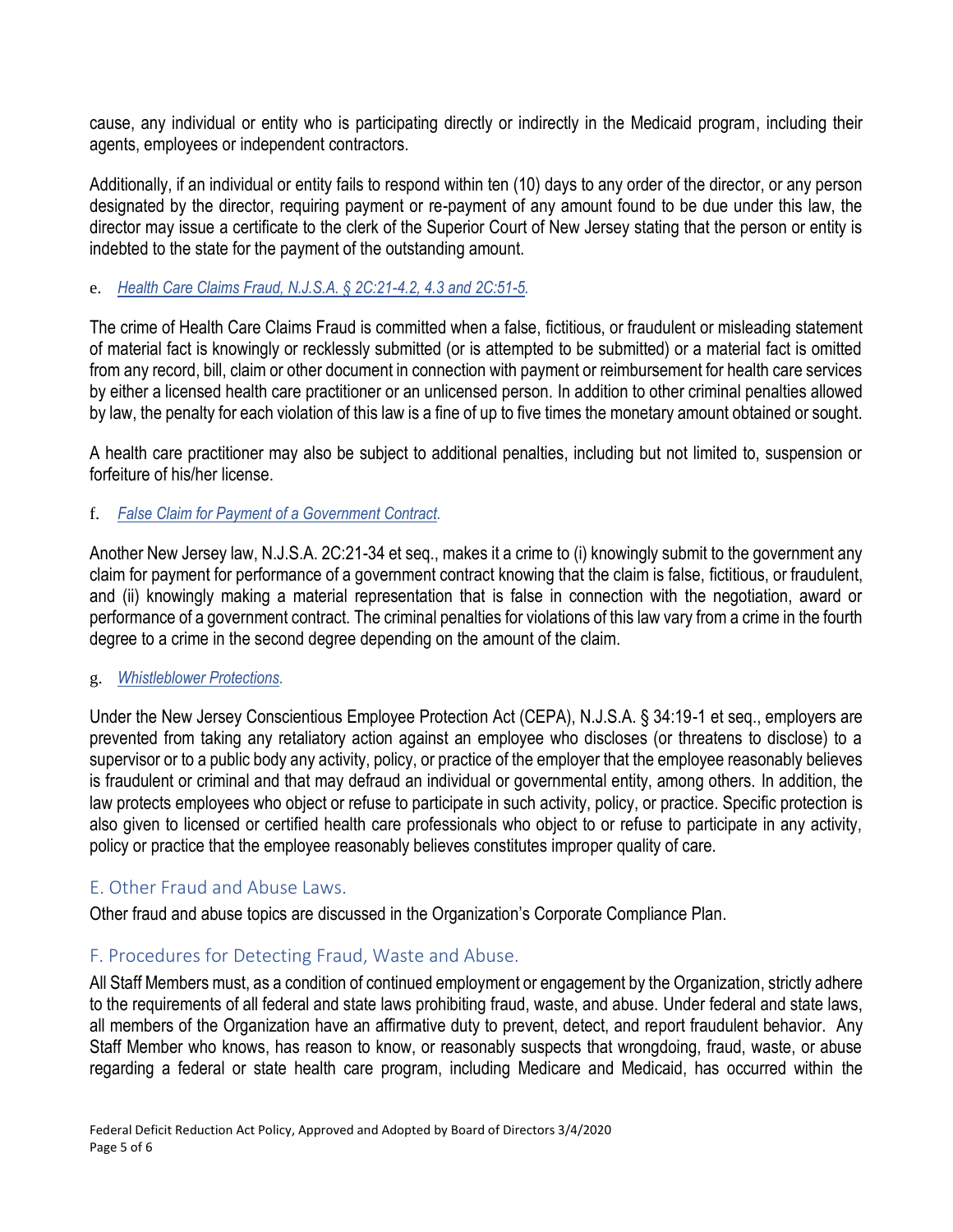cause, any individual or entity who is participating directly or indirectly in the Medicaid program, including their agents, employees or independent contractors.

Additionally, if an individual or entity fails to respond within ten (10) days to any order of the director, or any person designated by the director, requiring payment or re-payment of any amount found to be due under this law, the director may issue a certificate to the clerk of the Superior Court of New Jersey stating that the person or entity is indebted to the state for the payment of the outstanding amount.

e. *Health Care Claims Fraud, N.J.S.A. § 2C:21-4.2, 4.3 and 2C:51-5.*

The crime of Health Care Claims Fraud is committed when a false, fictitious, or fraudulent or misleading statement of material fact is knowingly or recklessly submitted (or is attempted to be submitted) or a material fact is omitted from any record, bill, claim or other document in connection with payment or reimbursement for health care services by either a licensed health care practitioner or an unlicensed person. In addition to other criminal penalties allowed by law, the penalty for each violation of this law is a fine of up to five times the monetary amount obtained or sought.

A health care practitioner may also be subject to additional penalties, including but not limited to, suspension or forfeiture of his/her license.

f. *False Claim for Payment of a Government Contract.*

Another New Jersey law, N.J.S.A. 2C:21-34 et seq., makes it a crime to (i) knowingly submit to the government any claim for payment for performance of a government contract knowing that the claim is false, fictitious, or fraudulent, and (ii) knowingly making a material representation that is false in connection with the negotiation, award or performance of a government contract. The criminal penalties for violations of this law vary from a crime in the fourth degree to a crime in the second degree depending on the amount of the claim.

g. *Whistleblower Protections.*

Under the New Jersey Conscientious Employee Protection Act (CEPA), N.J.S.A. § 34:19-1 et seq., employers are prevented from taking any retaliatory action against an employee who discloses (or threatens to disclose) to a supervisor or to a public body any activity, policy, or practice of the employer that the employee reasonably believes is fraudulent or criminal and that may defraud an individual or governmental entity, among others. In addition, the law protects employees who object or refuse to participate in such activity, policy, or practice. Specific protection is also given to licensed or certified health care professionals who object to or refuse to participate in any activity, policy or practice that the employee reasonably believes constitutes improper quality of care.

## E. Other Fraud and Abuse Laws.

Other fraud and abuse topics are discussed in the Organization's Corporate Compliance Plan.

## F. Procedures for Detecting Fraud, Waste and Abuse.

All Staff Members must, as a condition of continued employment or engagement by the Organization, strictly adhere to the requirements of all federal and state laws prohibiting fraud, waste, and abuse. Under federal and state laws, all members of the Organization have an affirmative duty to prevent, detect, and report fraudulent behavior. Any Staff Member who knows, has reason to know, or reasonably suspects that wrongdoing, fraud, waste, or abuse regarding a federal or state health care program, including Medicare and Medicaid, has occurred within the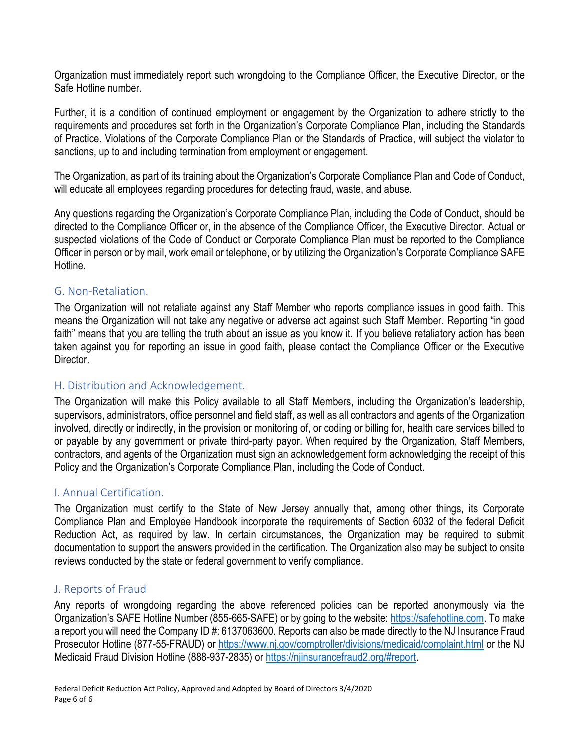Organization must immediately report such wrongdoing to the Compliance Officer, the Executive Director, or the Safe Hotline number.

Further, it is a condition of continued employment or engagement by the Organization to adhere strictly to the requirements and procedures set forth in the Organization's Corporate Compliance Plan, including the Standards of Practice. Violations of the Corporate Compliance Plan or the Standards of Practice, will subject the violator to sanctions, up to and including termination from employment or engagement.

The Organization, as part of its training about the Organization's Corporate Compliance Plan and Code of Conduct, will educate all employees regarding procedures for detecting fraud, waste, and abuse.

Any questions regarding the Organization's Corporate Compliance Plan, including the Code of Conduct, should be directed to the Compliance Officer or, in the absence of the Compliance Officer, the Executive Director. Actual or suspected violations of the Code of Conduct or Corporate Compliance Plan must be reported to the Compliance Officer in person or by mail, work email or telephone, or by utilizing the Organization's Corporate Compliance SAFE Hotline.

## G. Non-Retaliation.

The Organization will not retaliate against any Staff Member who reports compliance issues in good faith. This means the Organization will not take any negative or adverse act against such Staff Member. Reporting "in good faith" means that you are telling the truth about an issue as you know it. If you believe retaliatory action has been taken against you for reporting an issue in good faith, please contact the Compliance Officer or the Executive Director.

## H. Distribution and Acknowledgement.

The Organization will make this Policy available to all Staff Members, including the Organization's leadership, supervisors, administrators, office personnel and field staff, as well as all contractors and agents of the Organization involved, directly or indirectly, in the provision or monitoring of, or coding or billing for, health care services billed to or payable by any government or private third-party payor. When required by the Organization, Staff Members, contractors, and agents of the Organization must sign an acknowledgement form acknowledging the receipt of this Policy and the Organization's Corporate Compliance Plan, including the Code of Conduct.

## I. Annual Certification.

The Organization must certify to the State of New Jersey annually that, among other things, its Corporate Compliance Plan and Employee Handbook incorporate the requirements of Section 6032 of the federal Deficit Reduction Act, as required by law. In certain circumstances, the Organization may be required to submit documentation to support the answers provided in the certification. The Organization also may be subject to onsite reviews conducted by the state or federal government to verify compliance.

## J. Reports of Fraud

Any reports of wrongdoing regarding the above referenced policies can be reported anonymously via the Organization's SAFE Hotline Number (855-665-SAFE) or by going to the website: https://safehotline.com. To make a report you will need the Company ID #: 6137063600. Reports can also be made directly to the NJ Insurance Fraud Prosecutor Hotline (877-55-FRAUD) or https://www.nj.gov/comptroller/divisions/medicaid/complaint.html or the NJ Medicaid Fraud Division Hotline (888-937-2835) or https://njinsurancefraud2.org/#report.